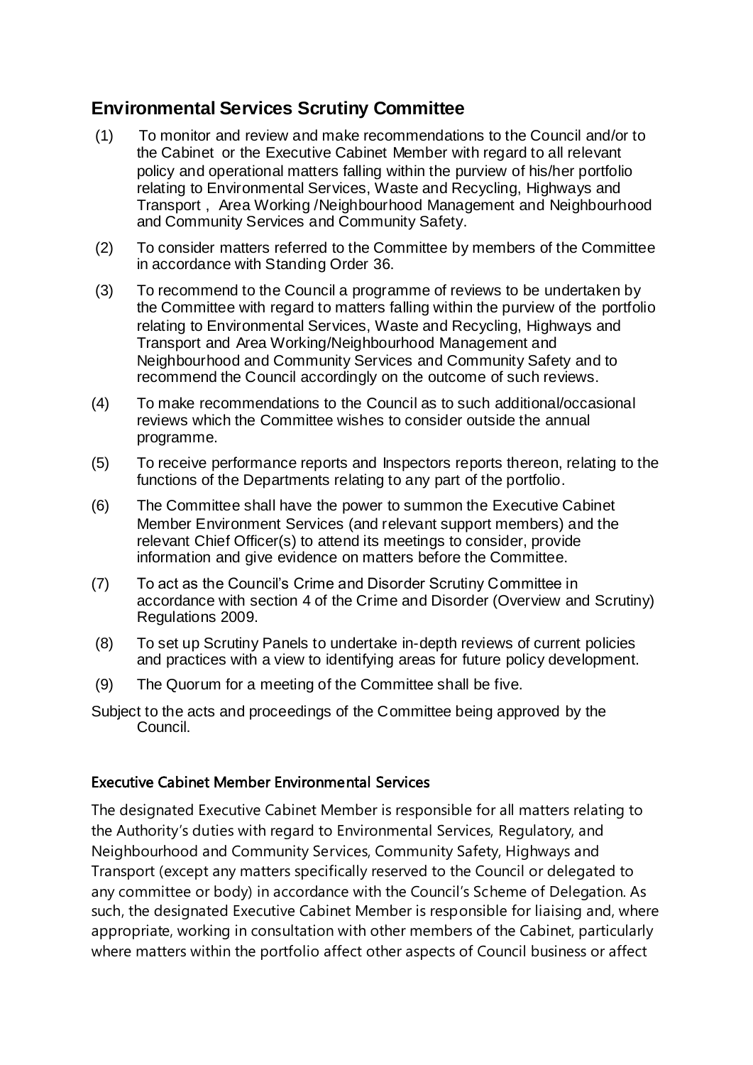## Environmental Services Scrutiny Committee

(1) To monitor and review and make recommendations to the Council and/or to the Cabinet or the Executive Cabinet Member with regard to all relevant policy and operational matters falling within the purview of his/her portfolio relating to Environmental Services, Waste and Recycling, Highways and Transport , Area Working /Neighbourhood Management and Neighbourhood and Community Services and Community Safety.

(2) To consider matters referred to the Committee by members of the Committee in accordance with Standing Order 36.

(3) To recommend to the Council a programme of reviews to be undertaken by the Committee with regard to matters falling within the purview of the portfolio relating to Environmental Services, Waste and Recycling, Highways and Transport and Area Working/Neighbourhood Management and Neighbourhood and Community Services and Community Safety and to recommend the Council accordingly on the outcome of such reviews.

(4) To make recommendations to the Council as to such additional/occasional reviews which the Committee wishes to consider outside the annual programme.

(5) To receive performance reports and Inspectors reports thereon, relating to the functions of the Departments relating to any part of the portfolio.

(6) The Committee shall have the power to summon the Executive Cabinet Member Environment Services (and relevant support members) and the relevant Chief Officer(s) to attend its meetings to consider, provide information and give evidence on matters before the Committee.

(7) To act as the Council's Crime and Disorder Scrutiny Committee in accordance with section 4 of the Crime and Disorder (Overview and Scrutiny) Regulations 2009.

(8) To set up Scrutiny Panels to undertake in-depth reviews of current policies and practices with a view to identifying areas for future policy development.

(9) The Quorum for a meeting of the Committee shall be five.

Subject to the acts and proceedings of the Committee being approved by the Council.

### Executive Cabinet Member Environmental Services

The designated Executive Cabinet Member is responsible for all matters relating to the Authority's duties with regard to Environmental Services, Regulatory, and Neighbourhood and Community Services, Community Safety, Highways and Transport (except any matters specifically reserved to the Council or delegated to any committee or body) in accordance with the Council's Scheme of Delegation. As such, the designated Executive Cabinet Member is responsible for liaising and, where appropriate, working in consultation with other members of the Cabinet, particularly where matters within the portfolio affect other aspects of Council business or affect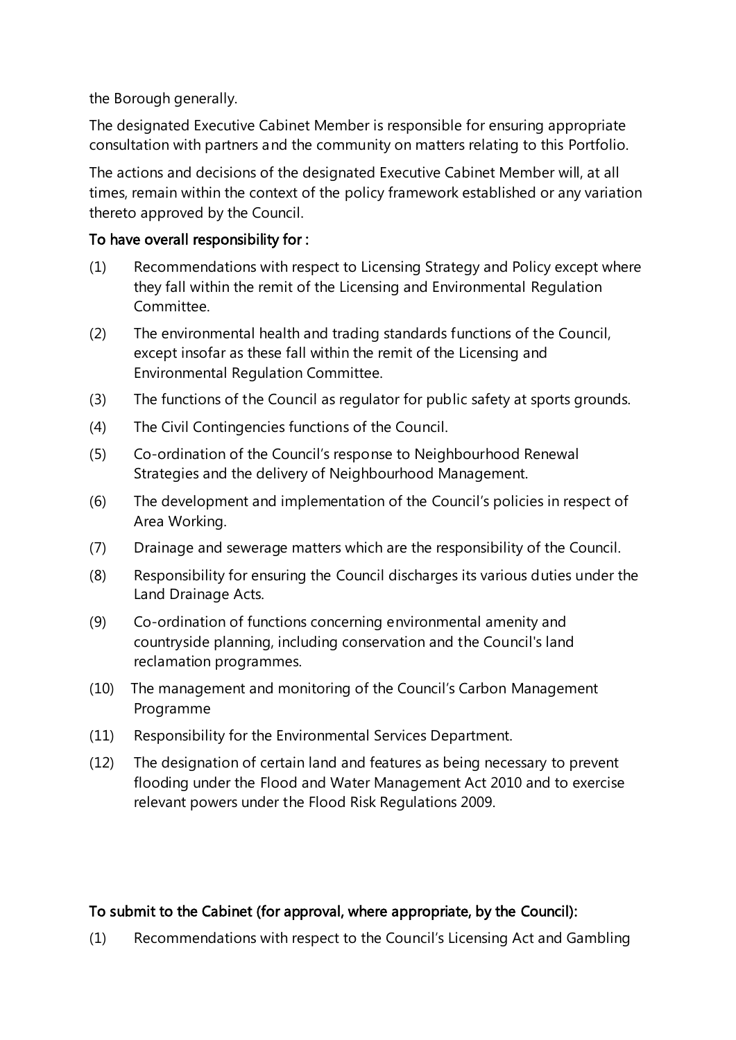the Borough generally.

The designated Executive Cabinet Member is responsible for ensuring appropriate consultation with partners and the community on matters relating to this Portfolio.

The actions and decisions of the designated Executive Cabinet Member will, at all times, remain within the context of the policy framework established or any variation thereto approved by the Council.

**To have overall responsibility for :**

(1) Recommendations with respect to Licensing Strategy and Policy except where they fall within the remit of the Licensing and Environmental Regulation Committee.

(2) The environmental health and trading standards functions of the Council, except insofar as these fall within the remit of the Licensing and Environmental Regulation Committee.

(3) The functions of the Council as regulator for public safety at sports grounds.

(4) The Civil Contingencies functions of the Council.

(5) Co-ordination of the Council's response to Neighbourhood Renewal Strategies and the delivery of Neighbourhood Management.

(6) The development and implementation of the Council's policies in respect of Area Working.

(7) Drainage and sewerage matters which are the responsibility of the Council.

(8) Responsibility for ensuring the Council discharges its various duties under the Land Drainage Acts.

(9) Co-ordination of functions concerning environmental amenity and countryside planning, including conservation and the Council's land reclamation programmes.

(10) The management and monitoring of the Council's Carbon Management Programme

(11) Responsibility for the Environmental Services Department.

(12) The designation of certain land and features as being necessary to prevent flooding under the Flood and Water Management Act 2010 and to exercise relevant powers under the Flood Risk Regulations 2009.

**To submit to the Cabinet (for approval, where appropriate, by the Council):**

(1) Recommendations with respect to the Council's Licensing Act and Gambling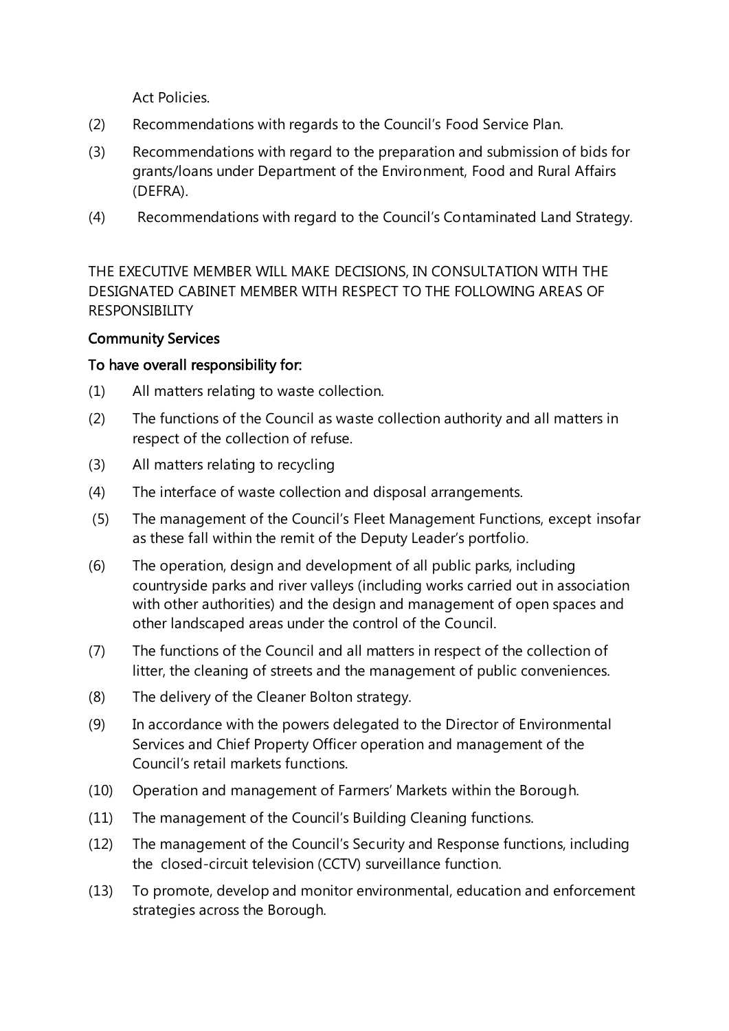Act Policies.

(2) Recommendations with regards to the Council's Food Service Plan.

(3) Recommendations with regard to the preparation and submission of bids for grants/loans under Department of the Environment, Food and Rural Affairs (DEFRA).

(4) Recommendations with regard to the Council's Contaminated Land Strategy.

THE EXECUTIVE MEMBER WILL MAKE DECISIONS, IN CONSULTATION WITH THE DESIGNATED CABINET MEMBER WITH RESPECT TO THE FOLLOWING AREAS OF RESPONSIBILITY

Community Services

To have overall responsibility for:

(1) All matters relating to waste collection.

(2) The functions of the Council as waste collection authority and all matters in respect of the collection of refuse.

(3) All matters relating to recycling

(4) The interface of waste collection and disposal arrangements.

(5) The management of the Council's Fleet Management Functions, except insofar as these fall within the remit of the Deputy Leader's portfolio.

(6) The operation, design and development of all public parks, including countryside parks and river valleys (including works carried out in association with other authorities) and the design and management of open spaces and other landscaped areas under the control of the Council.

(7) The functions of the Council and all matters in respect of the collection of litter, the cleaning of streets and the management of public conveniences.

(8) The delivery of the Cleaner Bolton strategy.

(9) In accordance with the powers delegated to the Director of Environmental Services and Chief Property Officer operation and management of the Council's retail markets functions.

(10) Operation and management of Farmers' Markets within the Borough.

(11) The management of the Council's Building Cleaning functions.

(12) The management of the Council's Security and Response functions, including the closed-circuit television (CCTV) surveillance function.

(13) To promote, develop and monitor environmental, education and enforcement strategies across the Borough.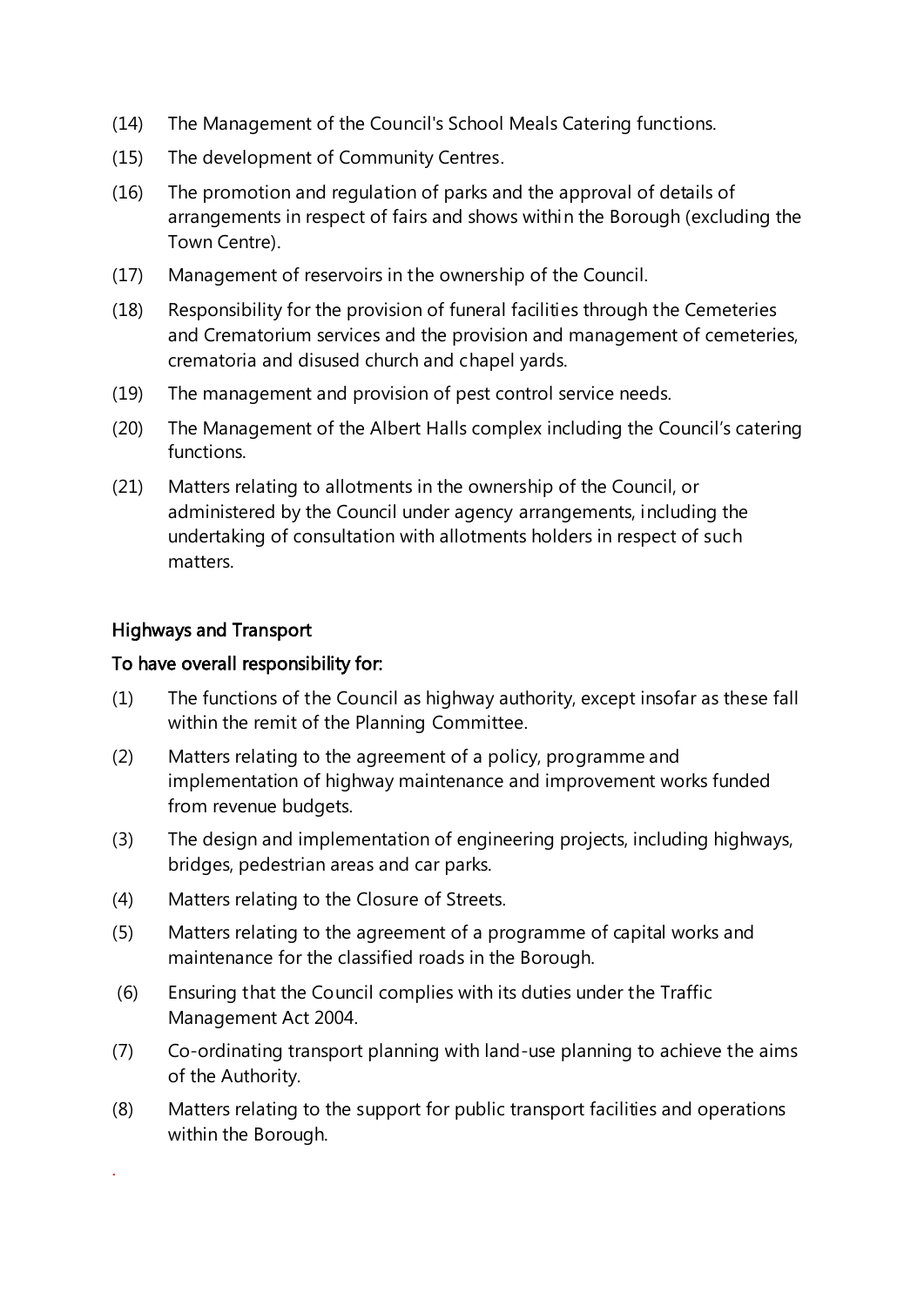(14) The Management of the Council's School Meals Catering functions.

(15) The development of Community Centres.

(16) The promotion and regulation of parks and the approval of details of arrangements in respect of fairs and shows within the Borough (excluding the Town Centre).

(17) Management of reservoirs in the ownership of the Council.

(18) Responsibility for the provision of funeral facilities through the Cemeteries and Crematorium services and the provision and management of cemeteries, crematoria and disused church and chapel yards.

(19) The management and provision of pest control service needs.

(20) The Management of the Albert Halls complex including the Council's catering functions.

(21) Matters relating to allotments in the ownership of the Council, or administered by the Council under agency arrangements, including the undertaking of consultation with allotments holders in respect of such matters.

**Highways and Transport**

**To have overall responsibility for:**

(1) The functions of the Council as highway authority, except insofar as these fall within the remit of the Planning Committee.

(2) Matters relating to the agreement of a policy, programme and implementation of highway maintenance and improvement works funded from revenue budgets.

(3) The design and implementation of engineering projects, including highways, bridges, pedestrian areas and car parks.

(4) Matters relating to the Closure of Streets.

(5) Matters relating to the agreement of a programme of capital works and maintenance for the classified roads in the Borough.

(6) Ensuring that the Council complies with its duties under the Traffic Management Act 2004.

(7) Co-ordinating transport planning with land-use planning to achieve the aims of the Authority.

(8) Matters relating to the support for public transport facilities and operations within the Borough.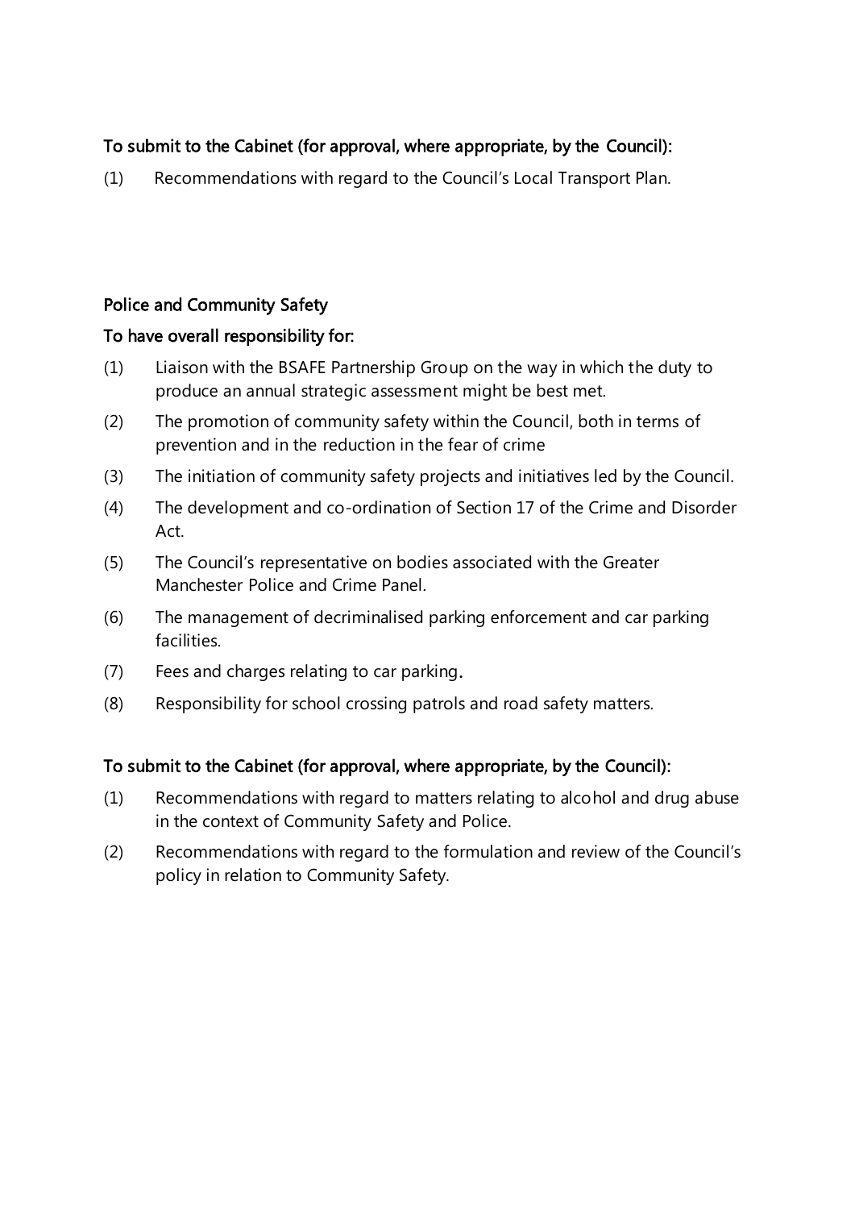**To submit to the Cabinet (for approval, where appropriate, by the Council):**

(1) Recommendations with regard to the Council's Local Transport Plan.

**Police and Community Safety**

**To have overall responsibility for:**

(1) Liaison with the BSAFE Partnership Group on the way in which the duty to produce an annual strategic assessment might be best met.

(2) The promotion of community safety within the Council, both in terms of prevention and in the reduction in the fear of crime

(3) The initiation of community safety projects and initiatives led by the Council.

(4) The development and co-ordination of Section 17 of the Crime and Disorder Act.

(5) The Council's representative on bodies associated with the Greater Manchester Police and Crime Panel.

(6) The management of decriminalised parking enforcement and car parking facilities.

(7) Fees and charges relating to car parking.

(8) Responsibility for school crossing patrols and road safety matters.

**To submit to the Cabinet (for approval, where appropriate, by the Council):**

(1) Recommendations with regard to matters relating to alcohol and drug abuse in the context of Community Safety and Police.

(2) Recommendations with regard to the formulation and review of the Council's policy in relation to Community Safety.